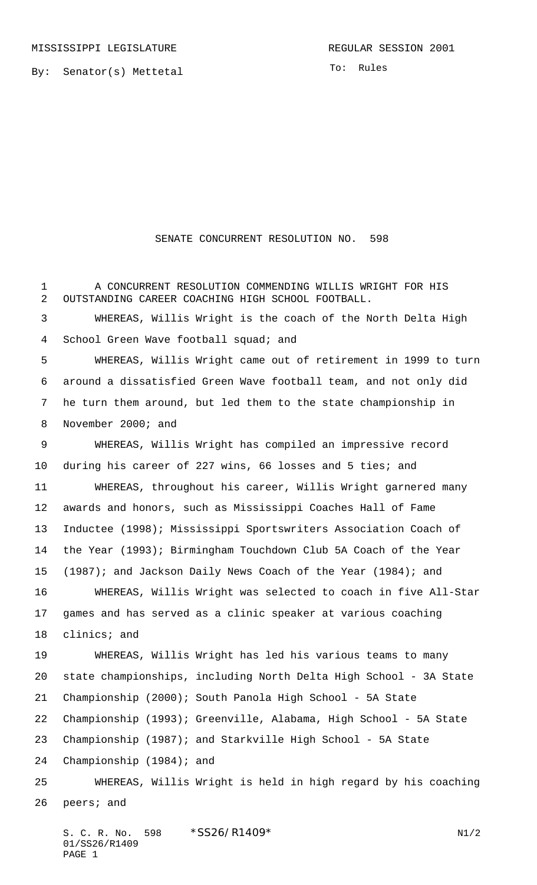MISSISSIPPI LEGISLATURE REGULAR SESSION 2001

By: Senator(s) Mettetal

To: Rules

# SENATE CONCURRENT RESOLUTION NO. 598

A CONCURRENT RESOLUTION COMMENDING WILLIS WRIGHT FOR HIS OUTSTANDING CAREER COACHING HIGH SCHOOL FOOTBALL.

WHEREAS, Willis Wright is the coach of the North Delta High School Green Wave football squad; and

WHEREAS, Willis Wright came out of retirement in 1999 to turn around a dissatisfied Green Wave football team, and not only did he turn them around, but led them to the state championship in November 2000; and

WHEREAS, Willis Wright has compiled an impressive record during his career of 227 wins, 66 losses and 5 ties; and

WHEREAS, throughout his career, Willis Wright garnered many awards and honors, such as Mississippi Coaches Hall of Fame Inductee (1998); Mississippi Sportswriters Association Coach of the Year (1993); Birmingham Touchdown Club 5A Coach of the Year (1987); and Jackson Daily News Coach of the Year (1984); and

WHEREAS, Willis Wright was selected to coach in five All-Star games and has served as a clinic speaker at various coaching clinics; and

WHEREAS, Willis Wright has led his various teams to many state championships, including North Delta High School - 3A State Championship (2000); South Panola High School - 5A State Championship (1993); Greenville, Alabama, High School - 5A State Championship (1987); and Starkville High School - 5A State Championship (1984); and

WHEREAS, Willis Wright is held in high regard by his coaching peers; and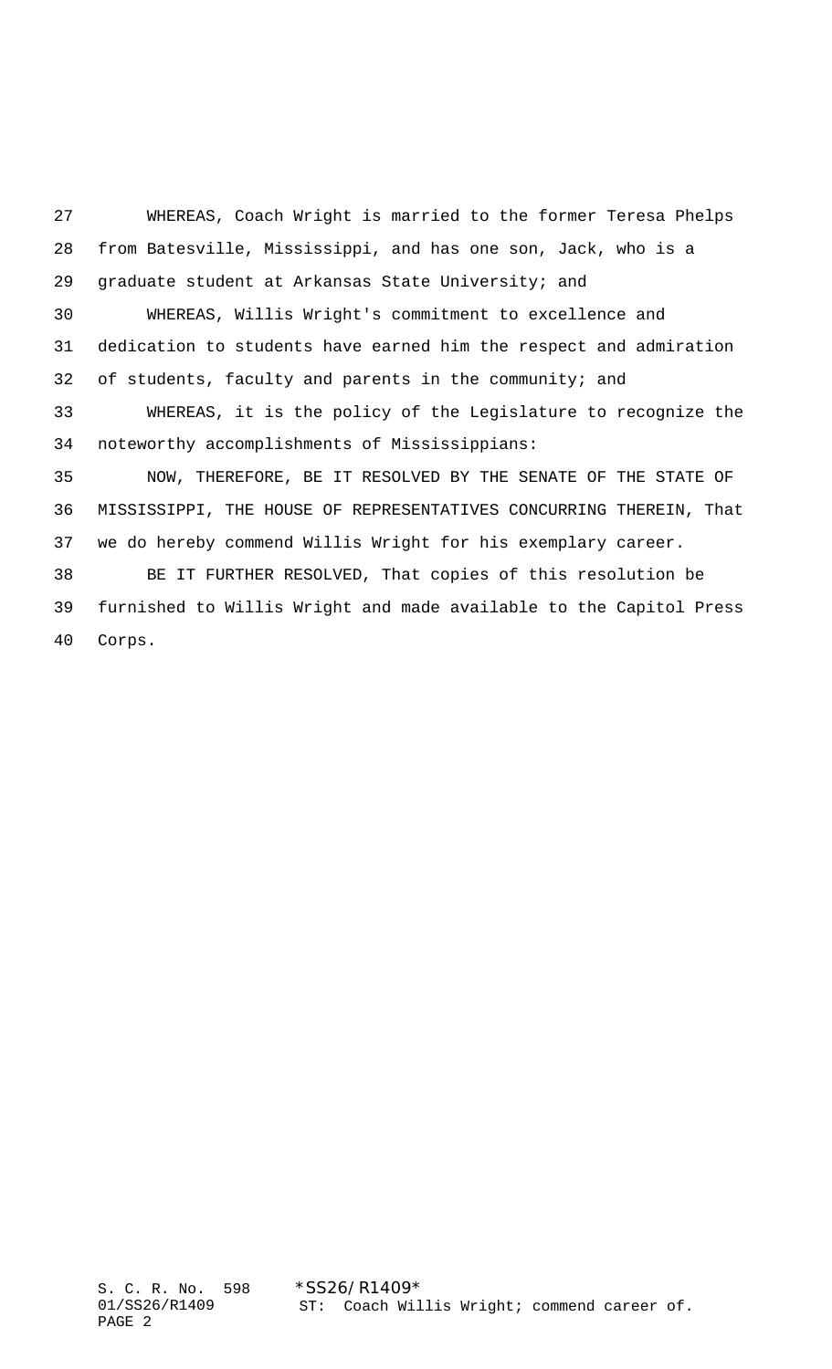WHEREAS, Coach Wright is married to the former Teresa Phelps from Batesville, Mississippi, and has one son, Jack, who is a graduate student at Arkansas State University; and

WHEREAS, Willis Wright's commitment to excellence and dedication to students have earned him the respect and admiration of students, faculty and parents in the community; and

WHEREAS, it is the policy of the Legislature to recognize the noteworthy accomplishments of Mississippians:

NOW, THEREFORE, BE IT RESOLVED BY THE SENATE OF THE STATE OF MISSISSIPPI, THE HOUSE OF REPRESENTATIVES CONCURRING THEREIN, That we do hereby commend Willis Wright for his exemplary career.

BE IT FURTHER RESOLVED, That copies of this resolution be furnished to Willis Wright and made available to the Capitol Press Corps.

ST: Coach Willis Wright; commend career of.